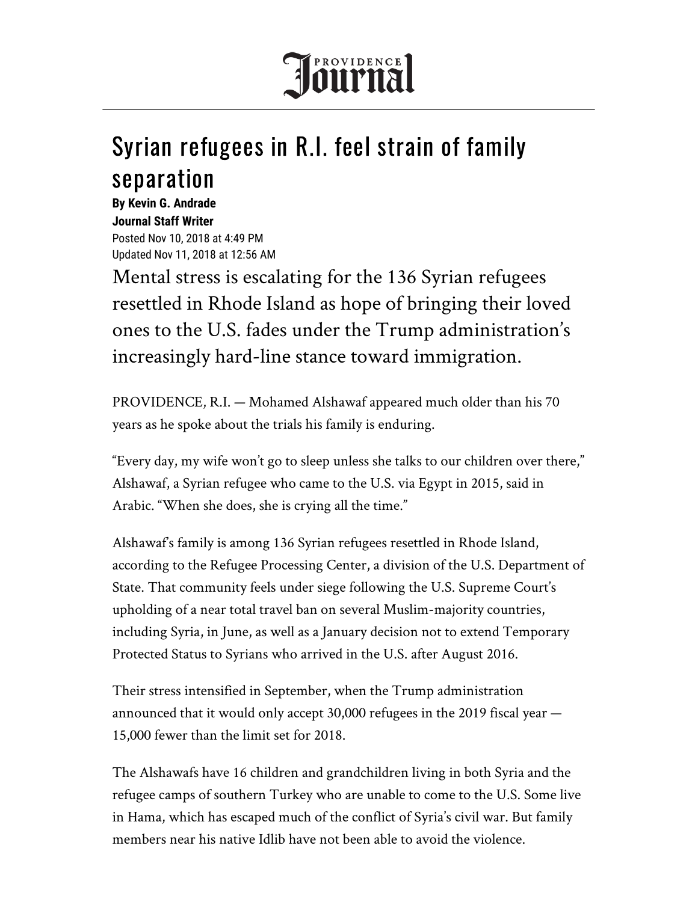# Providence Journal

# Syrian refugees in R.I. feel strain of family separation

**By Kevin G. Andrade**
**Journal Staff Writer**

Posted Nov 10, 2018 at 4:49 PM
Updated Nov 11, 2018 at 12:56 AM

Mental stress is escalating for the 136 Syrian refugees resettled in Rhode Island as hope of bringing their loved ones to the U.S. fades under the Trump administration's increasingly hard-line stance toward immigration.

PROVIDENCE, R.I. — Mohamed Alshawaf appeared much older than his 70 years as he spoke about the trials his family is enduring.

"Every day, my wife won't go to sleep unless she talks to our children over there," Alshawaf, a Syrian refugee who came to the U.S. via Egypt in 2015, said in Arabic. "When she does, she is crying all the time."

Alshawaf's family is among 136 Syrian refugees resettled in Rhode Island, according to the Refugee Processing Center, a division of the U.S. Department of State. That community feels under siege following the U.S. Supreme Court's upholding of a near total travel ban on several Muslim-majority countries, including Syria, in June, as well as a January decision not to extend Temporary Protected Status to Syrians who arrived in the U.S. after August 2016.

Their stress intensified in September, when the Trump administration announced that it would only accept 30,000 refugees in the 2019 fiscal year — 15,000 fewer than the limit set for 2018.

The Alshawafs have 16 children and grandchildren living in both Syria and the refugee camps of southern Turkey who are unable to come to the U.S. Some live in Hama, which has escaped much of the conflict of Syria's civil war. But family members near his native Idlib have not been able to avoid the violence.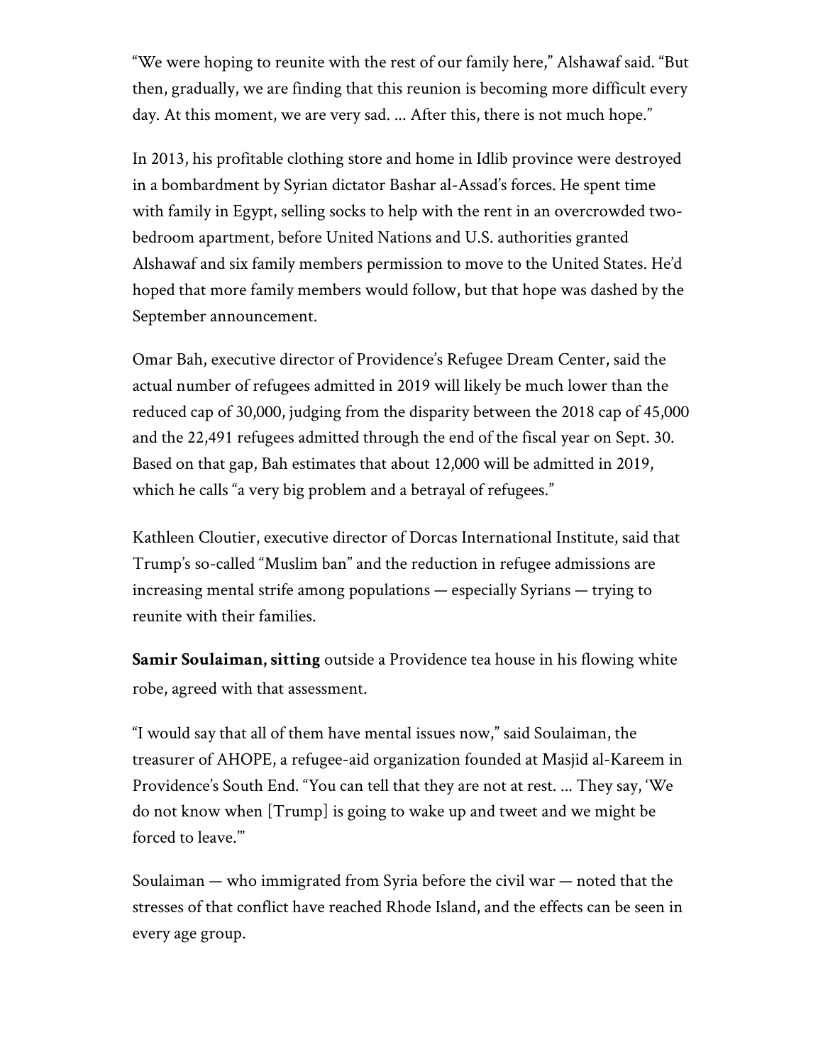“We were hoping to reunite with the rest of our family here,” Alshawaf said. “But then, gradually, we are finding that this reunion is becoming more difficult every day. At this moment, we are very sad. … After this, there is not much hope.”

In 2013, his profitable clothing store and home in Idlib province were destroyed in a bombardment by Syrian dictator Bashar al-Assad’s forces. He spent time with family in Egypt, selling socks to help with the rent in an overcrowded two-bedroom apartment, before United Nations and U.S. authorities granted Alshawaf and six family members permission to move to the United States. He’d hoped that more family members would follow, but that hope was dashed by the September announcement.

Omar Bah, executive director of Providence’s Refugee Dream Center, said the actual number of refugees admitted in 2019 will likely be much lower than the reduced cap of 30,000, judging from the disparity between the 2018 cap of 45,000 and the 22,491 refugees admitted through the end of the fiscal year on Sept. 30. Based on that gap, Bah estimates that about 12,000 will be admitted in 2019, which he calls “a very big problem and a betrayal of refugees.”

Kathleen Cloutier, executive director of Dorcas International Institute, said that Trump’s so-called “Muslim ban” and the reduction in refugee admissions are increasing mental strife among populations — especially Syrians — trying to reunite with their families.

**Samir Soulaiman, sitting** outside a Providence tea house in his flowing white robe, agreed with that assessment.

“I would say that all of them have mental issues now,” said Soulaiman, the treasurer of AHOPE, a refugee-aid organization founded at Masjid al-Kareem in Providence’s South End. “You can tell that they are not at rest. … They say, ‘We do not know when [Trump] is going to wake up and tweet and we might be forced to leave.’”

Soulaiman — who immigrated from Syria before the civil war — noted that the stresses of that conflict have reached Rhode Island, and the effects can be seen in every age group.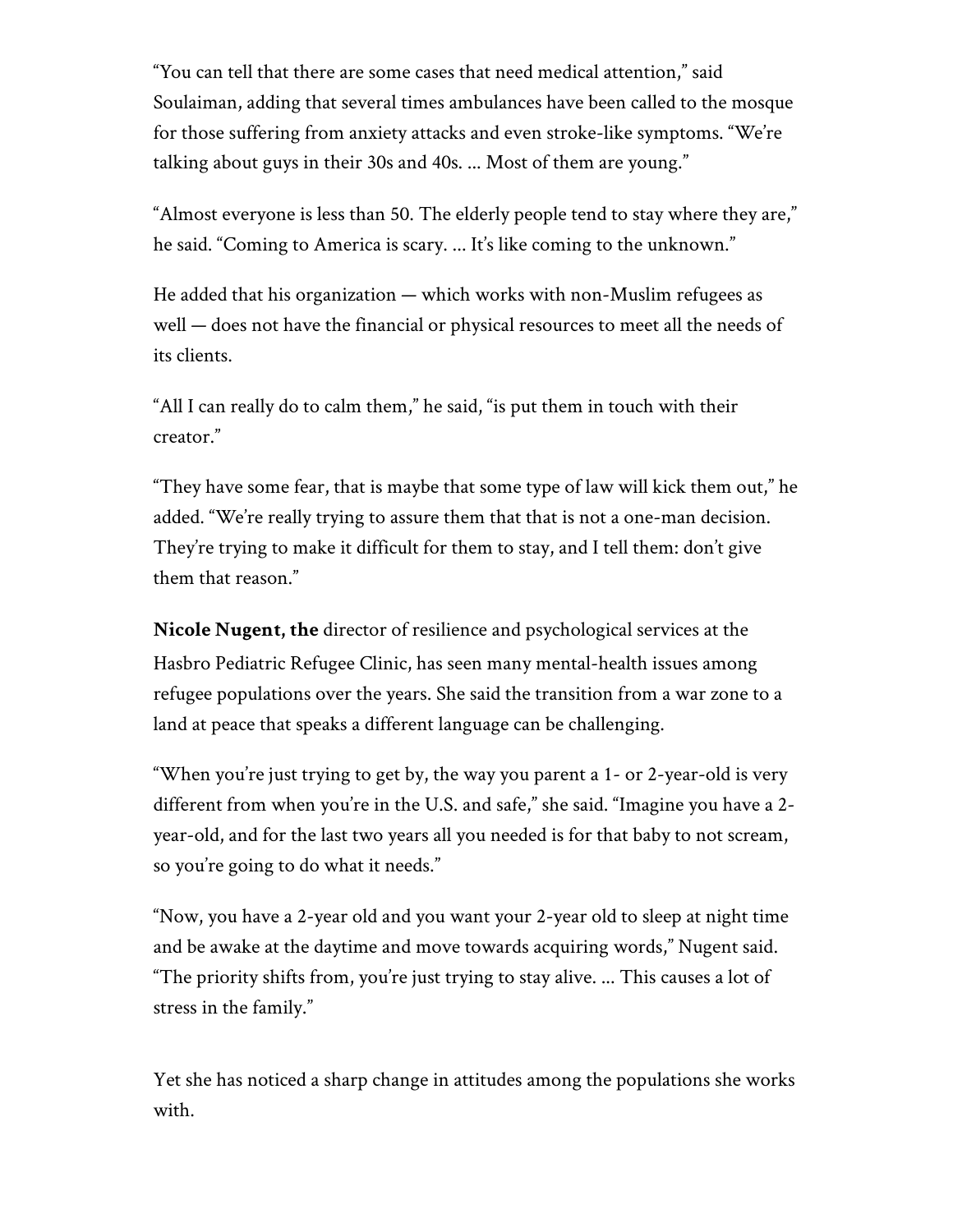"You can tell that there are some cases that need medical attention," said Soulaiman, adding that several times ambulances have been called to the mosque for those suffering from anxiety attacks and even stroke-like symptoms. "We're talking about guys in their 30s and 40s. ... Most of them are young."

"Almost everyone is less than 50. The elderly people tend to stay where they are," he said. "Coming to America is scary. ... It's like coming to the unknown."

He added that his organization — which works with non-Muslim refugees as well — does not have the financial or physical resources to meet all the needs of its clients.

"All I can really do to calm them," he said, "is put them in touch with their creator."

"They have some fear, that is maybe that some type of law will kick them out," he added. "We're really trying to assure them that that is not a one-man decision. They're trying to make it difficult for them to stay, and I tell them: don't give them that reason."

**Nicole Nugent, the** director of resilience and psychological services at the Hasbro Pediatric Refugee Clinic, has seen many mental-health issues among refugee populations over the years. She said the transition from a war zone to a land at peace that speaks a different language can be challenging.

"When you're just trying to get by, the way you parent a 1- or 2-year-old is very different from when you're in the U.S. and safe," she said. "Imagine you have a 2-year-old, and for the last two years all you needed is for that baby to not scream, so you're going to do what it needs."

"Now, you have a 2-year old and you want your 2-year old to sleep at night time and be awake at the daytime and move towards acquiring words," Nugent said. "The priority shifts from, you're just trying to stay alive. ... This causes a lot of stress in the family."

Yet she has noticed a sharp change in attitudes among the populations she works with.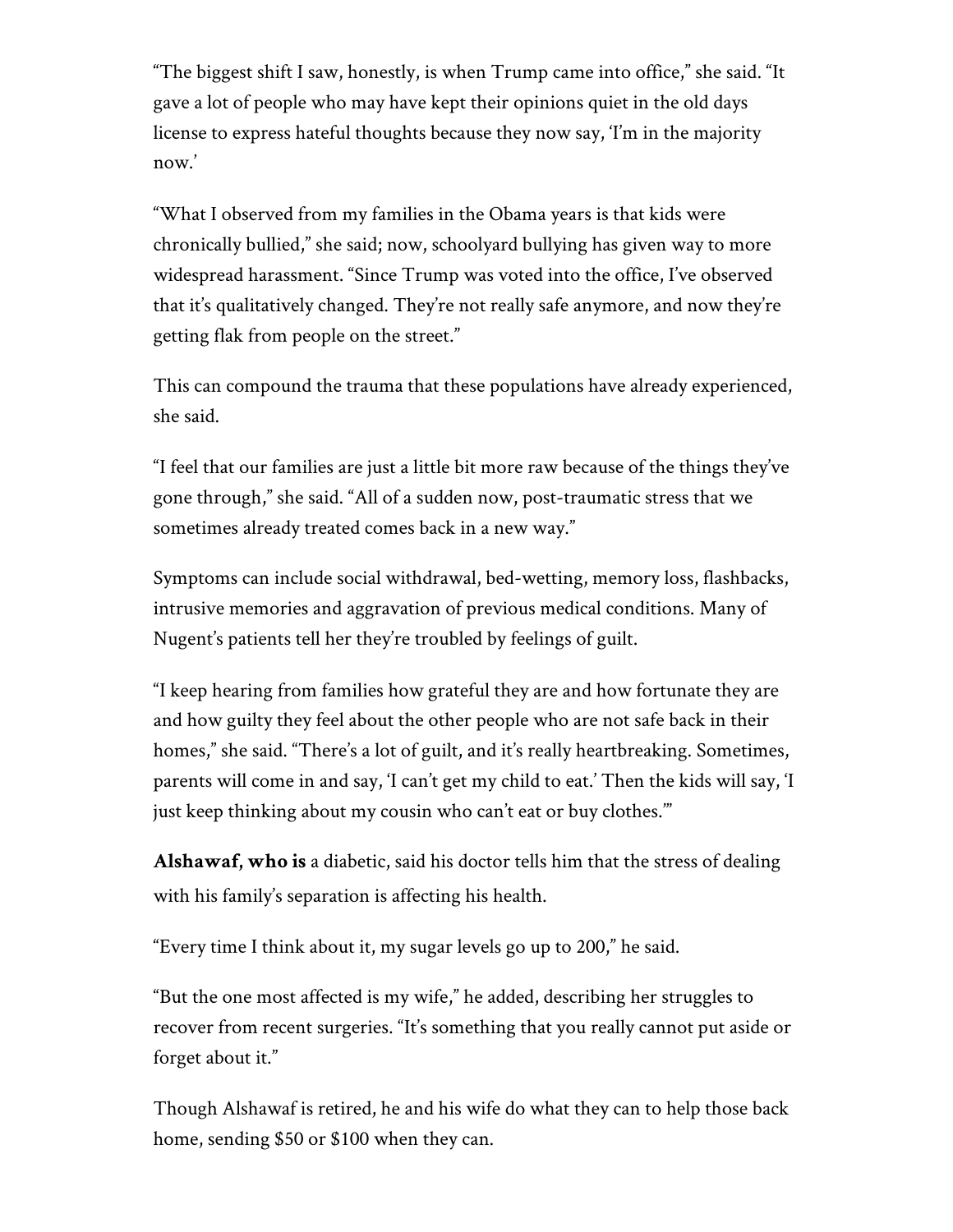"The biggest shift I saw, honestly, is when Trump came into office," she said. "It gave a lot of people who may have kept their opinions quiet in the old days license to express hateful thoughts because they now say, 'I'm in the majority now.'

"What I observed from my families in the Obama years is that kids were chronically bullied," she said; now, schoolyard bullying has given way to more widespread harassment. "Since Trump was voted into the office, I've observed that it's qualitatively changed. They're not really safe anymore, and now they're getting flak from people on the street."

This can compound the trauma that these populations have already experienced, she said.

"I feel that our families are just a little bit more raw because of the things they've gone through," she said. "All of a sudden now, post-traumatic stress that we sometimes already treated comes back in a new way."

Symptoms can include social withdrawal, bed-wetting, memory loss, flashbacks, intrusive memories and aggravation of previous medical conditions. Many of Nugent's patients tell her they're troubled by feelings of guilt.

"I keep hearing from families how grateful they are and how fortunate they are and how guilty they feel about the other people who are not safe back in their homes," she said. "There's a lot of guilt, and it's really heartbreaking. Sometimes, parents will come in and say, 'I can't get my child to eat.' Then the kids will say, 'I just keep thinking about my cousin who can't eat or buy clothes.'"

**Alshawaf, who is** a diabetic, said his doctor tells him that the stress of dealing with his family's separation is affecting his health.

"Every time I think about it, my sugar levels go up to 200," he said.

"But the one most affected is my wife," he added, describing her struggles to recover from recent surgeries. "It's something that you really cannot put aside or forget about it."

Though Alshawaf is retired, he and his wife do what they can to help those back home, sending $50 or $100 when they can.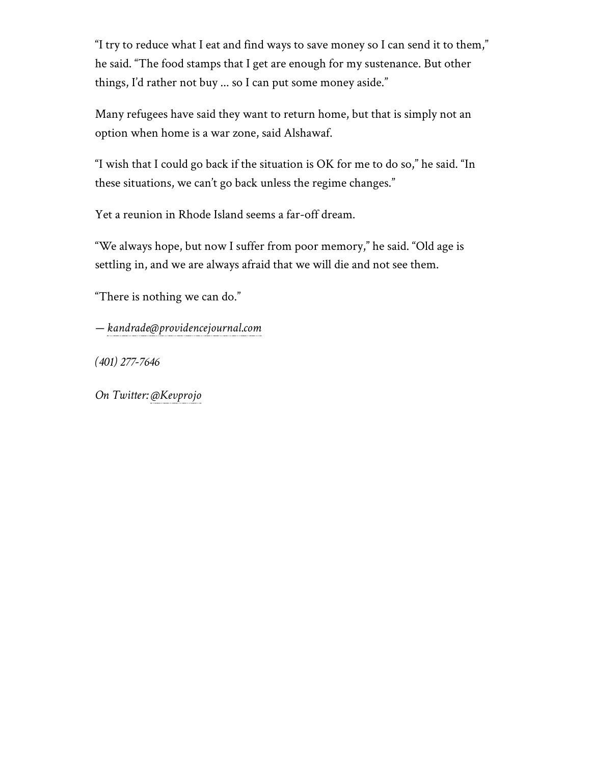"I try to reduce what I eat and find ways to save money so I can send it to them," he said. "The food stamps that I get are enough for my sustenance. But other things, I'd rather not buy ... so I can put some money aside."

Many refugees have said they want to return home, but that is simply not an option when home is a war zone, said Alshawaf.

"I wish that I could go back if the situation is OK for me to do so," he said. "In these situations, we can't go back unless the regime changes."

Yet a reunion in Rhode Island seems a far-off dream.

"We always hope, but now I suffer from poor memory," he said. "Old age is settling in, and we are always afraid that we will die and not see them.

"There is nothing we can do."

— *kandrade@providencejournal.com*

*(401) 277-7646*

*On Twitter: @Kevprojo*